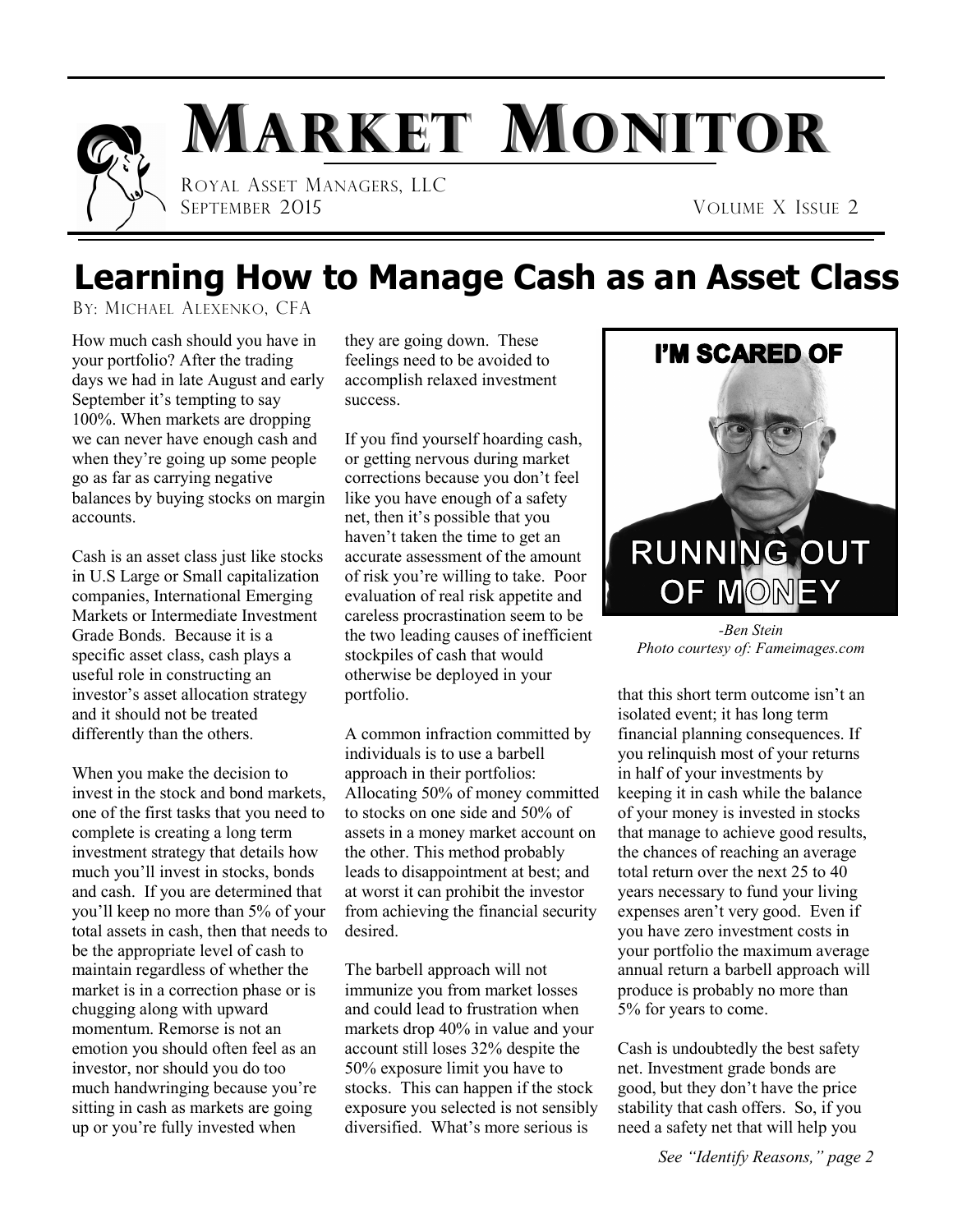# MARKET MONITOR

ROYAL ASSET MANAGERS, LLC
SEPTEMBER 2015

VOLUME X ISSUE 2

## Learning How to Manage Cash as an Asset Class

BY: MICHAEL ALEXENKO, CFA

How much cash should you have in your portfolio? After the trading days we had in late August and early September it's tempting to say 100%. When markets are dropping we can never have enough cash and when they're going up some people go as far as carrying negative balances by buying stocks on margin accounts.

Cash is an asset class just like stocks in U.S Large or Small capitalization companies, International Emerging Markets or Intermediate Investment Grade Bonds. Because it is a specific asset class, cash plays a useful role in constructing an investor's asset allocation strategy and it should not be treated differently than the others.

When you make the decision to invest in the stock and bond markets, one of the first tasks that you need to complete is creating a long term investment strategy that details how much you'll invest in stocks, bonds and cash. If you are determined that you'll keep no more than 5% of your total assets in cash, then that needs to be the appropriate level of cash to maintain regardless of whether the market is in a correction phase or is chugging along with upward momentum. Remorse is not an emotion you should often feel as an investor, nor should you do too much handwringing because you're sitting in cash as markets are going up or you're fully invested when they are going down. These feelings need to be avoided to accomplish relaxed investment success.

If you find yourself hoarding cash, or getting nervous during market corrections because you don't feel like you have enough of a safety net, then it's possible that you haven't taken the time to get an accurate assessment of the amount of risk you're willing to take. Poor evaluation of real risk appetite and careless procrastination seem to be the two leading causes of inefficient stockpiles of cash that would otherwise be deployed in your portfolio.

A common infraction committed by individuals is to use a barbell approach in their portfolios: Allocating 50% of money committed to stocks on one side and 50% of assets in a money market account on the other. This method probably leads to disappointment at best; and at worst it can prohibit the investor from achieving the financial security desired.

The barbell approach will not immunize you from market losses and could lead to frustration when markets drop 40% in value and your account still loses 32% despite the 50% exposure limit you have to stocks. This can happen if the stock exposure you selected is not sensibly diversified. What's more serious is that this short term outcome isn't an isolated event; it has long term financial planning consequences. If you relinquish most of your returns in half of your investments by keeping it in cash while the balance of your money is invested in stocks that manage to achieve good results, the chances of reaching an average total return over the next 25 to 40 years necessary to fund your living expenses aren't very good. Even if you have zero investment costs in your portfolio the maximum average annual return a barbell approach will produce is probably no more than 5% for years to come.

I'M SCARED OF RUNNING OUT OF MONEY

*-Ben Stein*
*Photo courtesy of: Fameimages.com*

Cash is undoubtedly the best safety net. Investment grade bonds are good, but they don't have the price stability that cash offers. So, if you need a safety net that will help you

*See "Identify Reasons," page 2*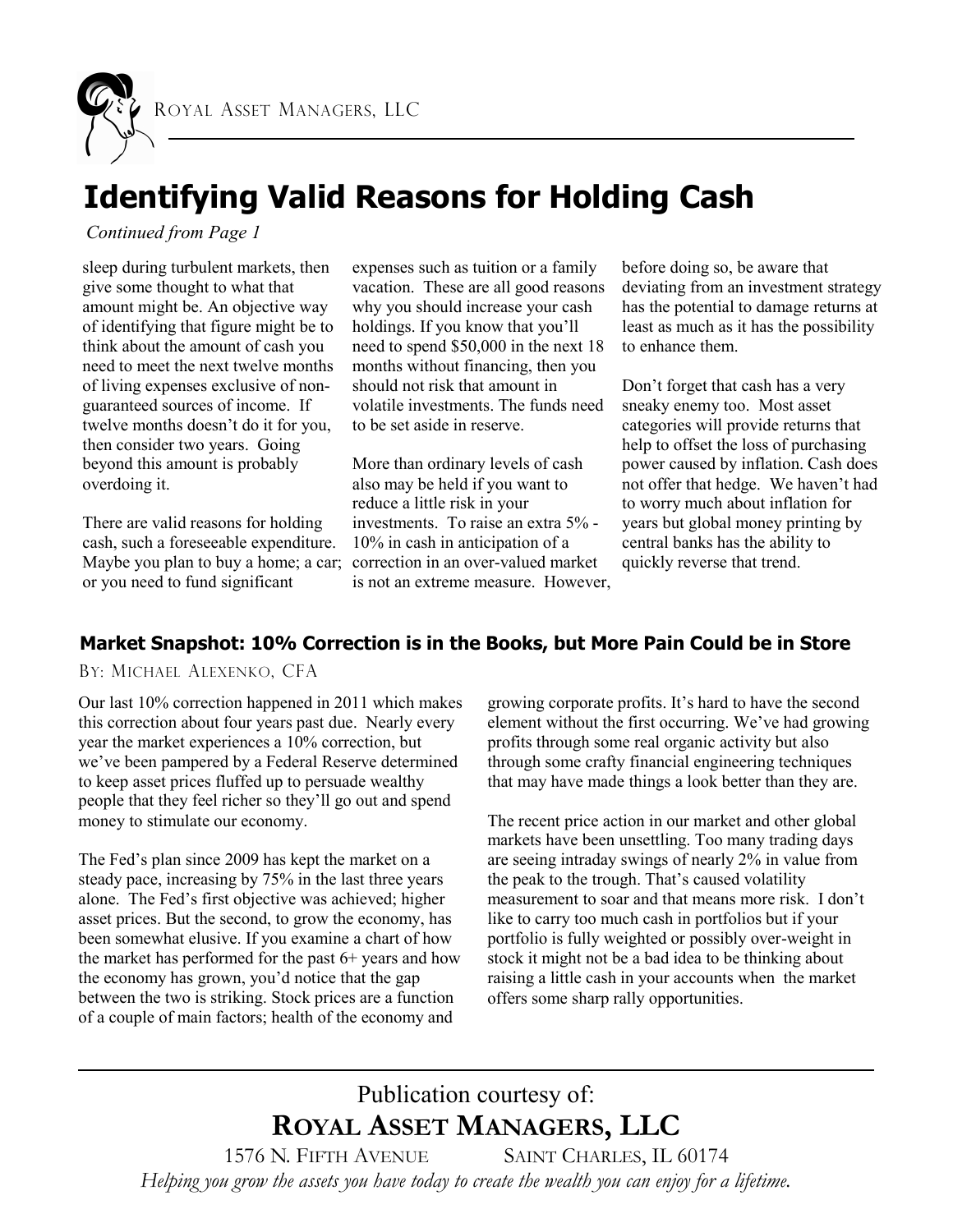# Identifying Valid Reasons for Holding Cash

*Continued from Page 1*

sleep during turbulent markets, then give some thought to what that amount might be. An objective way of identifying that figure might be to think about the amount of cash you need to meet the next twelve months of living expenses exclusive of non-guaranteed sources of income. If twelve months doesn't do it for you, then consider two years. Going beyond this amount is probably overdoing it.

There are valid reasons for holding cash, such a foreseeable expenditure. Maybe you plan to buy a home; a car; or you need to fund significant expenses such as tuition or a family vacation. These are all good reasons why you should increase your cash holdings. If you know that you'll need to spend $50,000 in the next 18 months without financing, then you should not risk that amount in volatile investments. The funds need to be set aside in reserve.

More than ordinary levels of cash also may be held if you want to reduce a little risk in your investments. To raise an extra 5% - 10% in cash in anticipation of a correction in an over-valued market is not an extreme measure. However, before doing so, be aware that deviating from an investment strategy has the potential to damage returns at least as much as it has the possibility to enhance them.

Don't forget that cash has a very sneaky enemy too. Most asset categories will provide returns that help to offset the loss of purchasing power caused by inflation. Cash does not offer that hedge. We haven't had to worry much about inflation for years but global money printing by central banks has the ability to quickly reverse that trend.

## Market Snapshot: 10% Correction is in the Books, but More Pain Could be in Store

By: Michael Alexenko, CFA

Our last 10% correction happened in 2011 which makes this correction about four years past due. Nearly every year the market experiences a 10% correction, but we've been pampered by a Federal Reserve determined to keep asset prices fluffed up to persuade wealthy people that they feel richer so they'll go out and spend money to stimulate our economy.

The Fed's plan since 2009 has kept the market on a steady pace, increasing by 75% in the last three years alone. The Fed's first objective was achieved; higher asset prices. But the second, to grow the economy, has been somewhat elusive. If you examine a chart of how the market has performed for the past 6+ years and how the economy has grown, you'd notice that the gap between the two is striking. Stock prices are a function of a couple of main factors; health of the economy and growing corporate profits. It's hard to have the second element without the first occurring. We've had growing profits through some real organic activity but also through some crafty financial engineering techniques that may have made things a look better than they are.

The recent price action in our market and other global markets have been unsettling. Too many trading days are seeing intraday swings of nearly 2% in value from the peak to the trough. That's caused volatility measurement to soar and that means more risk. I don't like to carry too much cash in portfolios but if your portfolio is fully weighted or possibly over-weight in stock it might not be a bad idea to be thinking about raising a little cash in your accounts when the market offers some sharp rally opportunities.

Publication courtesy of:

**Royal Asset Managers, LLC**

1576 N. Fifth Avenue Saint Charles, IL 60174

*Helping you grow the assets you have today to create the wealth you can enjoy for a lifetime.*